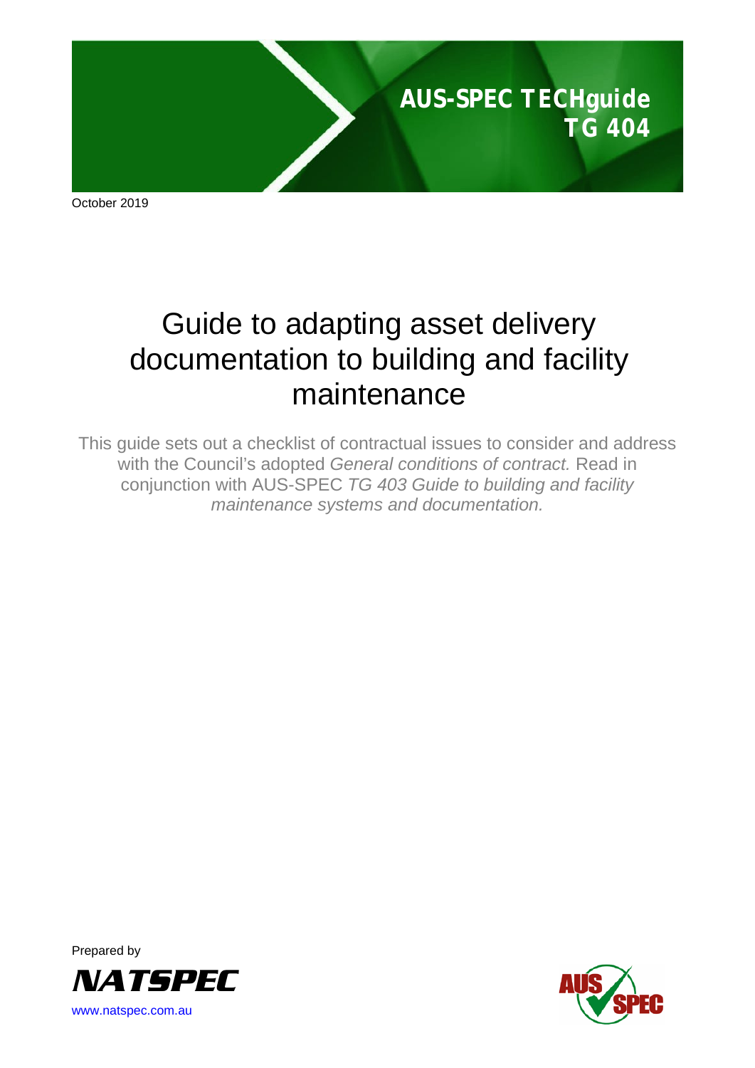**AUS-SPEC TECHguide TG 404**

October 2019

# Guide to adapting asset delivery documentation to building and facility maintenance

This guide sets out a checklist of contractual issues to consider and address with the Council's adopted *General conditions of contract.* Read in conjunction with AUS-SPEC *TG 403 Guide to building and facility maintenance systems and documentation.*

Prepared by

NATSPEC

www.natspec.com.au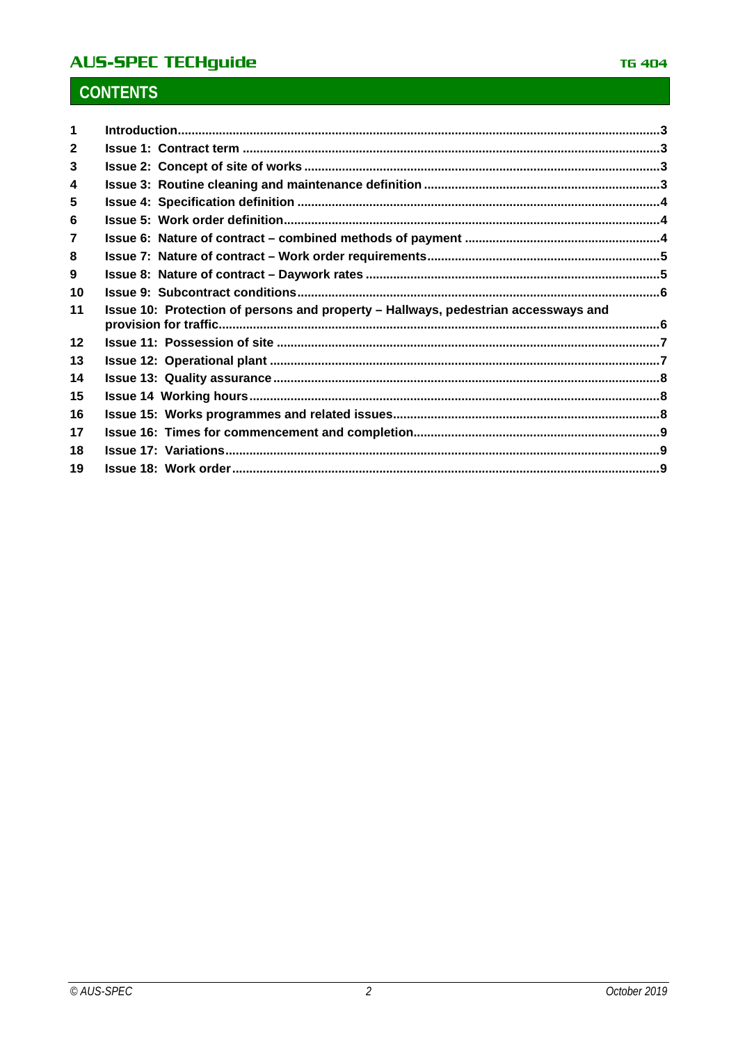## CONTENTS

| | | |
|---|---|---|
| **1** | **Introduction** | **3** |
| **2** | **Issue 1: Contract term** | **3** |
| **3** | **Issue 2: Concept of site of works** | **3** |
| **4** | **Issue 3: Routine cleaning and maintenance definition** | **3** |
| **5** | **Issue 4: Specification definition** | **4** |
| **6** | **Issue 5: Work order definition** | **4** |
| **7** | **Issue 6: Nature of contract – combined methods of payment** | **4** |
| **8** | **Issue 7: Nature of contract – Work order requirements** | **5** |
| **9** | **Issue 8: Nature of contract – Daywork rates** | **5** |
| **10** | **Issue 9: Subcontract conditions** | **6** |
| **11** | **Issue 10: Protection of persons and property – Hallways, pedestrian accessways and provision for traffic** | **6** |
| **12** | **Issue 11: Possession of site** | **7** |
| **13** | **Issue 12: Operational plant** | **7** |
| **14** | **Issue 13: Quality assurance** | **8** |
| **15** | **Issue 14 Working hours** | **8** |
| **16** | **Issue 15: Works programmes and related issues** | **8** |
| **17** | **Issue 16: Times for commencement and completion** | **9** |
| **18** | **Issue 17: Variations** | **9** |
| **19** | **Issue 18: Work order** | **9** |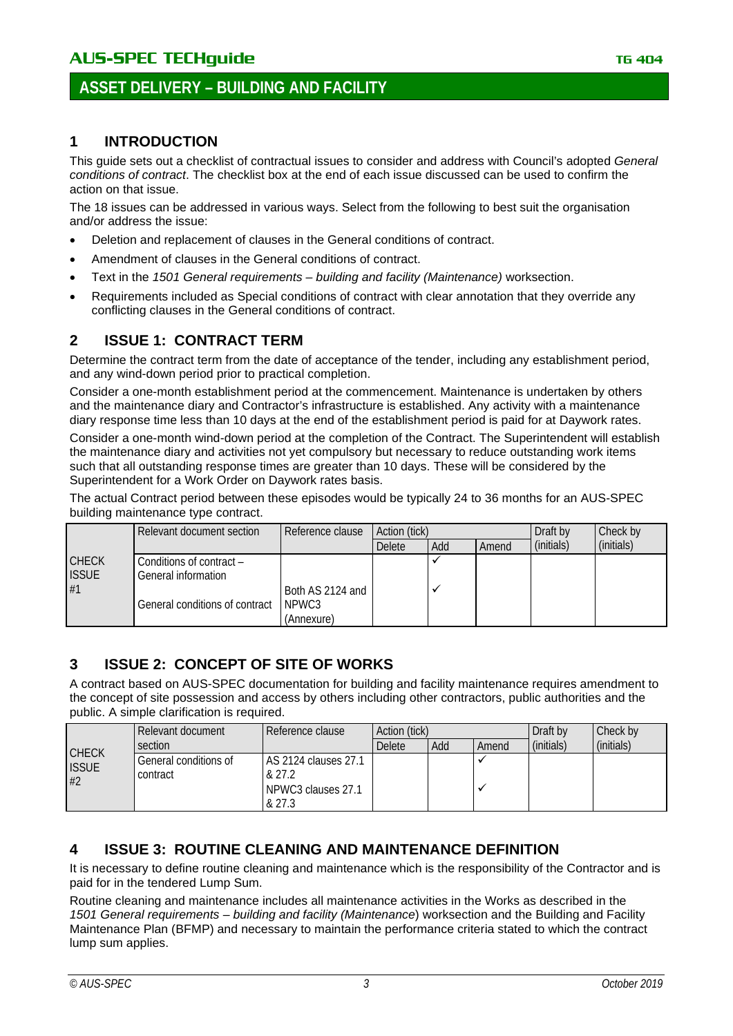## 1 INTRODUCTION

This guide sets out a checklist of contractual issues to consider and address with Council's adopted *General conditions of contract*. The checklist box at the end of each issue discussed can be used to confirm the action on that issue.

The 18 issues can be addressed in various ways. Select from the following to best suit the organisation and/or address the issue:

- Deletion and replacement of clauses in the General conditions of contract.
- Amendment of clauses in the General conditions of contract.
- Text in the *1501 General requirements – building and facility (Maintenance)* worksection.
- Requirements included as Special conditions of contract with clear annotation that they override any conflicting clauses in the General conditions of contract.

## 2 ISSUE 1: CONTRACT TERM

Determine the contract term from the date of acceptance of the tender, including any establishment period, and any wind-down period prior to practical completion.

Consider a one-month establishment period at the commencement. Maintenance is undertaken by others and the maintenance diary and Contractor's infrastructure is established. Any activity with a maintenance diary response time less than 10 days at the end of the establishment period is paid for at Daywork rates.

Consider a one-month wind-down period at the completion of the Contract. The Superintendent will establish the maintenance diary and activities not yet compulsory but necessary to reduce outstanding work items such that all outstanding response times are greater than 10 days. These will be considered by the Superintendent for a Work Order on Daywork rates basis.

The actual Contract period between these episodes would be typically 24 to 36 months for an AUS-SPEC building maintenance type contract.

| | Relevant document section | Reference clause | Action (tick) | | | Draft by | Check by |
|---|---|---|---|---|---|---|---|
| | | | Delete | Add | Amend | (initials) | (initials) |
| CHECK ISSUE #1 | Conditions of contract – General information | | | ✓ | | | |
| | General conditions of contract | Both AS 2124 and NPWC3 (Annexure) | | ✓ | | | |

## 3 ISSUE 2: CONCEPT OF SITE OF WORKS

A contract based on AUS-SPEC documentation for building and facility maintenance requires amendment to the concept of site possession and access by others including other contractors, public authorities and the public. A simple clarification is required.

| | Relevant document section | Reference clause | Action (tick) | | | Draft by | Check by |
|---|---|---|---|---|---|---|---|
| | | | Delete | Add | Amend | (initials) | (initials) |
| CHECK ISSUE #2 | General conditions of contract | AS 2124 clauses 27.1 & 27.2 | | | ✓ | | |
| | | NPWC3 clauses 27.1 & 27.3 | | | ✓ | | |

## 4 ISSUE 3: ROUTINE CLEANING AND MAINTENANCE DEFINITION

It is necessary to define routine cleaning and maintenance which is the responsibility of the Contractor and is paid for in the tendered Lump Sum.

Routine cleaning and maintenance includes all maintenance activities in the Works as described in the *1501 General requirements – building and facility (Maintenance*) worksection and the Building and Facility Maintenance Plan (BFMP) and necessary to maintain the performance criteria stated to which the contract lump sum applies.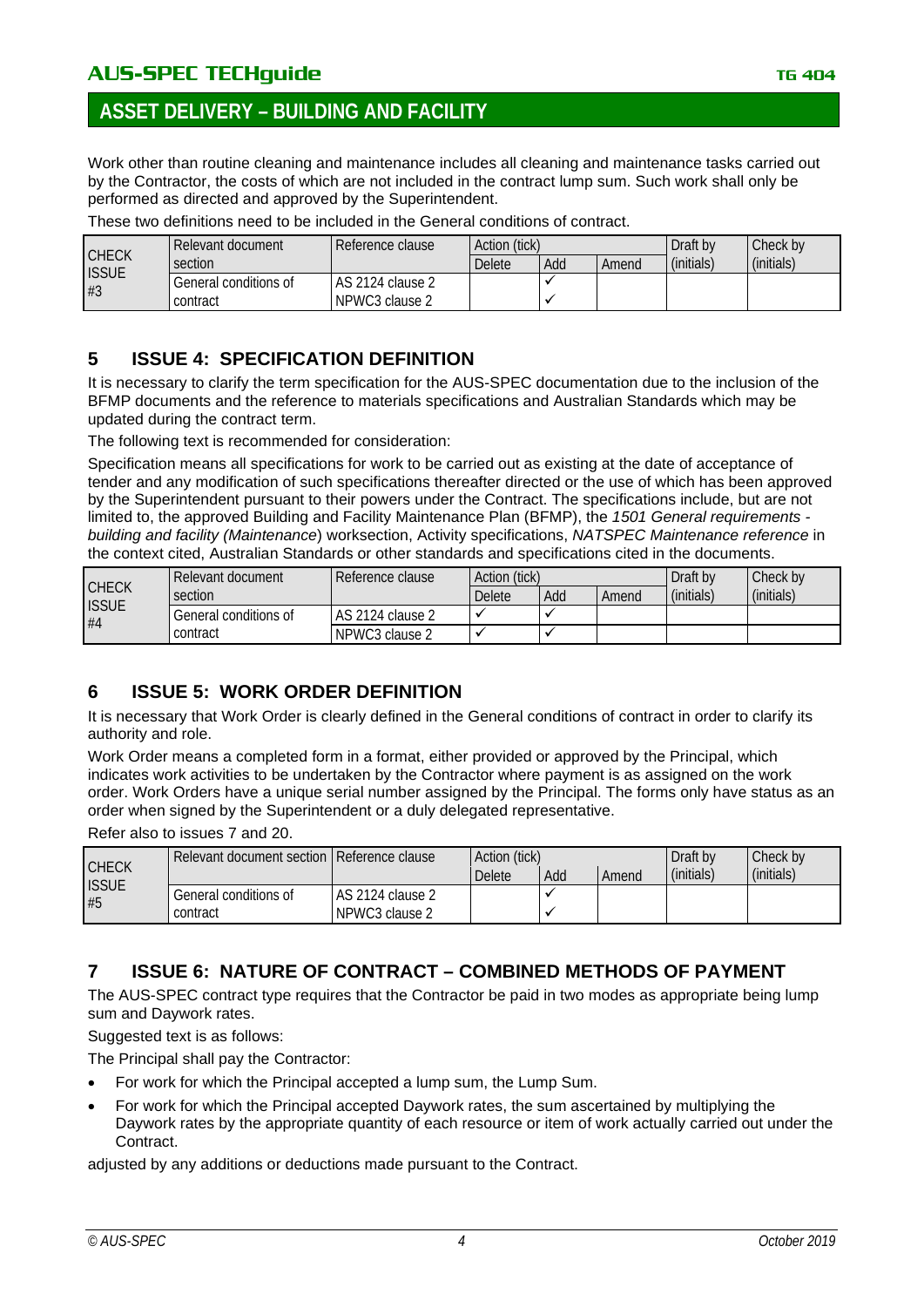Work other than routine cleaning and maintenance includes all cleaning and maintenance tasks carried out by the Contractor, the costs of which are not included in the contract lump sum. Such work shall only be performed as directed and approved by the Superintendent.

These two definitions need to be included in the General conditions of contract.

| CHECK ISSUE #3 | Relevant document section | Reference clause | Action (tick) | | | Draft by (initials) | Check by (initials) |
|---|---|---|---|---|---|---|---|
| | | | Delete | Add | Amend | | |
| | General conditions of contract | AS 2124 clause 2 | | ✓ | | | |
| | | NPWC3 clause 2 | | ✓ | | | |

## 5 ISSUE 4: SPECIFICATION DEFINITION

It is necessary to clarify the term specification for the AUS-SPEC documentation due to the inclusion of the BFMP documents and the reference to materials specifications and Australian Standards which may be updated during the contract term.

The following text is recommended for consideration:

Specification means all specifications for work to be carried out as existing at the date of acceptance of tender and any modification of such specifications thereafter directed or the use of which has been approved by the Superintendent pursuant to their powers under the Contract. The specifications include, but are not limited to, the approved Building and Facility Maintenance Plan (BFMP), the *1501 General requirements - building and facility (Maintenance*) worksection, Activity specifications, *NATSPEC Maintenance reference* in the context cited, Australian Standards or other standards and specifications cited in the documents.

| CHECK ISSUE #4 | Relevant document section | Reference clause | Action (tick) | | | Draft by (initials) | Check by (initials) |
|---|---|---|---|---|---|---|---|
| | | | Delete | Add | Amend | | |
| | General conditions of contract | AS 2124 clause 2 | ✓ | ✓ | | | |
| | | NPWC3 clause 2 | ✓ | ✓ | | | |

## 6 ISSUE 5: WORK ORDER DEFINITION

It is necessary that Work Order is clearly defined in the General conditions of contract in order to clarify its authority and role.

Work Order means a completed form in a format, either provided or approved by the Principal, which indicates work activities to be undertaken by the Contractor where payment is as assigned on the work order. Work Orders have a unique serial number assigned by the Principal. The forms only have status as an order when signed by the Superintendent or a duly delegated representative.

Refer also to issues 7 and 20.

| CHECK ISSUE #5 | Relevant document section | Reference clause | Action (tick) | | | Draft by (initials) | Check by (initials) |
|---|---|---|---|---|---|---|---|
| | | | Delete | Add | Amend | | |
| | General conditions of contract | AS 2124 clause 2 | | ✓ | | | |
| | | NPWC3 clause 2 | | ✓ | | | |

## 7 ISSUE 6: NATURE OF CONTRACT – COMBINED METHODS OF PAYMENT

The AUS-SPEC contract type requires that the Contractor be paid in two modes as appropriate being lump sum and Daywork rates.

Suggested text is as follows:

The Principal shall pay the Contractor:

- For work for which the Principal accepted a lump sum, the Lump Sum.
- For work for which the Principal accepted Daywork rates, the sum ascertained by multiplying the Daywork rates by the appropriate quantity of each resource or item of work actually carried out under the Contract.

adjusted by any additions or deductions made pursuant to the Contract.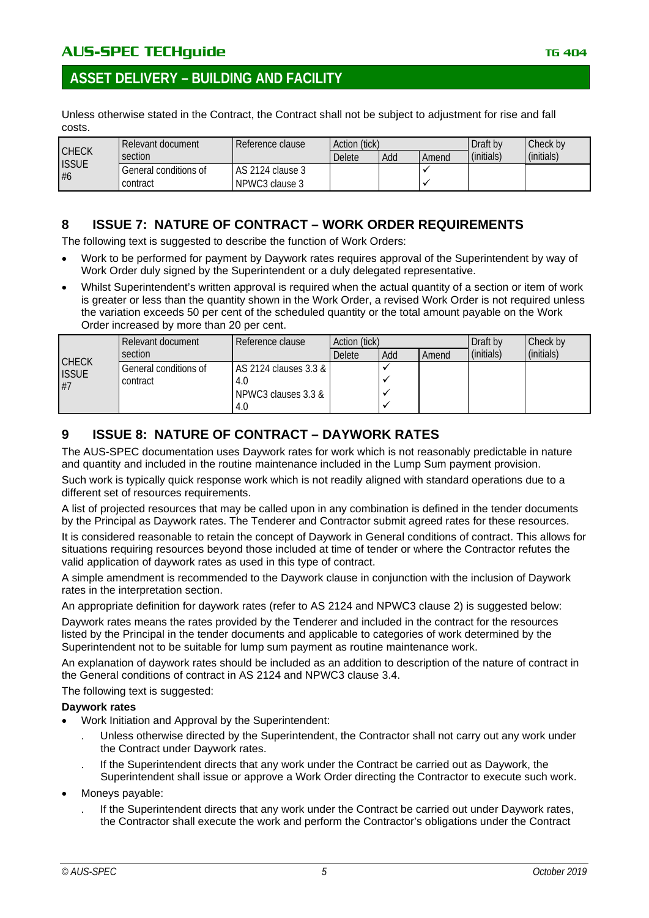Unless otherwise stated in the Contract, the Contract shall not be subject to adjustment for rise and fall costs.

| CHECK ISSUE #6 | Relevant document section | Reference clause | Action (tick) | | | Draft by (initials) | Check by (initials) |
|---|---|---|---|---|---|---|---|
| | | | Delete | Add | Amend | | |
| | General conditions of contract | AS 2124 clause 3 | | | ✓ | | |
| | | NPWC3 clause 3 | | | ✓ | | |

## 8 ISSUE 7: NATURE OF CONTRACT – WORK ORDER REQUIREMENTS

The following text is suggested to describe the function of Work Orders:

- Work to be performed for payment by Daywork rates requires approval of the Superintendent by way of Work Order duly signed by the Superintendent or a duly delegated representative.
- Whilst Superintendent's written approval is required when the actual quantity of a section or item of work is greater or less than the quantity shown in the Work Order, a revised Work Order is not required unless the variation exceeds 50 per cent of the scheduled quantity or the total amount payable on the Work Order increased by more than 20 per cent.

| CHECK ISSUE #7 | Relevant document section | Reference clause | Action (tick) | | | Draft by (initials) | Check by (initials) |
|---|---|---|---|---|---|---|---|
| | | | Delete | Add | Amend | | |
| | General conditions of contract | AS 2124 clauses 3.3 & 4.0 | | ✓ ✓ | | | |
| | | NPWC3 clauses 3.3 & 4.0 | | ✓ ✓ | | | |

## 9 ISSUE 8: NATURE OF CONTRACT – DAYWORK RATES

The AUS-SPEC documentation uses Daywork rates for work which is not reasonably predictable in nature and quantity and included in the routine maintenance included in the Lump Sum payment provision.

Such work is typically quick response work which is not readily aligned with standard operations due to a different set of resources requirements.

A list of projected resources that may be called upon in any combination is defined in the tender documents by the Principal as Daywork rates. The Tenderer and Contractor submit agreed rates for these resources.

It is considered reasonable to retain the concept of Daywork in General conditions of contract. This allows for situations requiring resources beyond those included at time of tender or where the Contractor refutes the valid application of daywork rates as used in this type of contract.

A simple amendment is recommended to the Daywork clause in conjunction with the inclusion of Daywork rates in the interpretation section.

An appropriate definition for daywork rates (refer to AS 2124 and NPWC3 clause 2) is suggested below:

Daywork rates means the rates provided by the Tenderer and included in the contract for the resources listed by the Principal in the tender documents and applicable to categories of work determined by the Superintendent not to be suitable for lump sum payment as routine maintenance work.

An explanation of daywork rates should be included as an addition to description of the nature of contract in the General conditions of contract in AS 2124 and NPWC3 clause 3.4.

The following text is suggested:

**Daywork rates**

- Work Initiation and Approval by the Superintendent:
  - Unless otherwise directed by the Superintendent, the Contractor shall not carry out any work under the Contract under Daywork rates.
  - If the Superintendent directs that any work under the Contract be carried out as Daywork, the Superintendent shall issue or approve a Work Order directing the Contractor to execute such work.
- Moneys payable:
  - If the Superintendent directs that any work under the Contract be carried out under Daywork rates, the Contractor shall execute the work and perform the Contractor's obligations under the Contract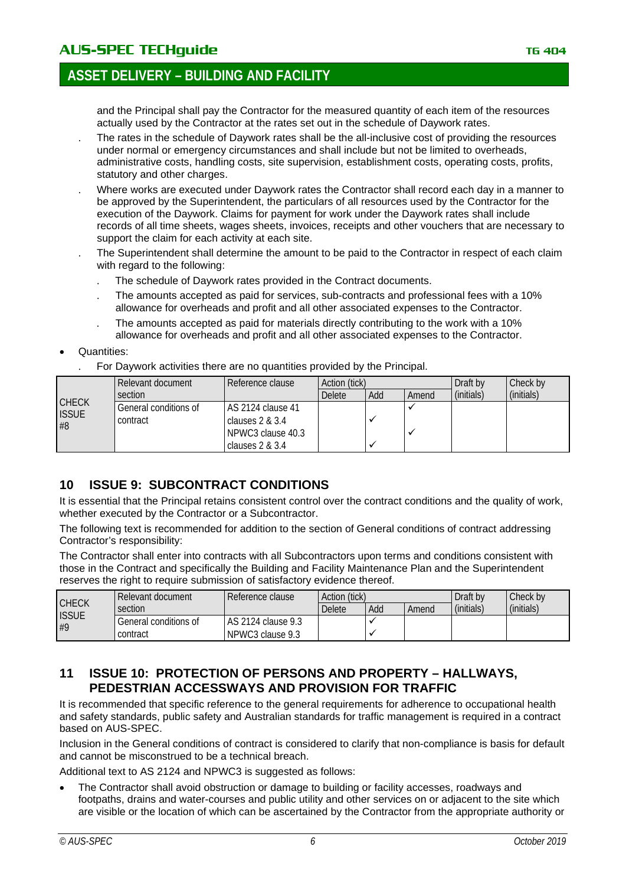and the Principal shall pay the Contractor for the measured quantity of each item of the resources actually used by the Contractor at the rates set out in the schedule of Daywork rates.

. The rates in the schedule of Daywork rates shall be the all-inclusive cost of providing the resources under normal or emergency circumstances and shall include but not be limited to overheads, administrative costs, handling costs, site supervision, establishment costs, operating costs, profits, statutory and other charges.

. Where works are executed under Daywork rates the Contractor shall record each day in a manner to be approved by the Superintendent, the particulars of all resources used by the Contractor for the execution of the Daywork. Claims for payment for work under the Daywork rates shall include records of all time sheets, wages sheets, invoices, receipts and other vouchers that are necessary to support the claim for each activity at each site.

. The Superintendent shall determine the amount to be paid to the Contractor in respect of each claim with regard to the following:

  . The schedule of Daywork rates provided in the Contract documents.

  . The amounts accepted as paid for services, sub-contracts and professional fees with a 10% allowance for overheads and profit and all other associated expenses to the Contractor.

  . The amounts accepted as paid for materials directly contributing to the work with a 10% allowance for overheads and profit and all other associated expenses to the Contractor.

- Quantities:
  . For Daywork activities there are no quantities provided by the Principal.

| CHECK ISSUE #8 | Relevant document section | Reference clause | Action (tick) | | | Draft by (initials) | Check by (initials) |
|---|---|---|---|---|---|---|---|
| | | | Delete | Add | Amend | | |
| | General conditions of contract | AS 2124 clause 41 | | | ✓ | | |
| | | clauses 2 & 3.4 | | ✓ | | | |
| | | NPWC3 clause 40.3 | | | ✓ | | |
| | | clauses 2 & 3.4 | | ✓ | | | |

## 10 ISSUE 9: SUBCONTRACT CONDITIONS

It is essential that the Principal retains consistent control over the contract conditions and the quality of work, whether executed by the Contractor or a Subcontractor.

The following text is recommended for addition to the section of General conditions of contract addressing Contractor's responsibility:

The Contractor shall enter into contracts with all Subcontractors upon terms and conditions consistent with those in the Contract and specifically the Building and Facility Maintenance Plan and the Superintendent reserves the right to require submission of satisfactory evidence thereof.

| CHECK ISSUE #9 | Relevant document section | Reference clause | Action (tick) | | | Draft by (initials) | Check by (initials) |
|---|---|---|---|---|---|---|---|
| | | | Delete | Add | Amend | | |
| | General conditions of contract | AS 2124 clause 9.3 | | ✓ | | | |
| | | NPWC3 clause 9.3 | | ✓ | | | |

## 11 ISSUE 10: PROTECTION OF PERSONS AND PROPERTY – HALLWAYS, PEDESTRIAN ACCESSWAYS AND PROVISION FOR TRAFFIC

It is recommended that specific reference to the general requirements for adherence to occupational health and safety standards, public safety and Australian standards for traffic management is required in a contract based on AUS-SPEC.

Inclusion in the General conditions of contract is considered to clarify that non-compliance is basis for default and cannot be misconstrued to be a technical breach.

Additional text to AS 2124 and NPWC3 is suggested as follows:

- The Contractor shall avoid obstruction or damage to building or facility accesses, roadways and footpaths, drains and water-courses and public utility and other services on or adjacent to the site which are visible or the location of which can be ascertained by the Contractor from the appropriate authority or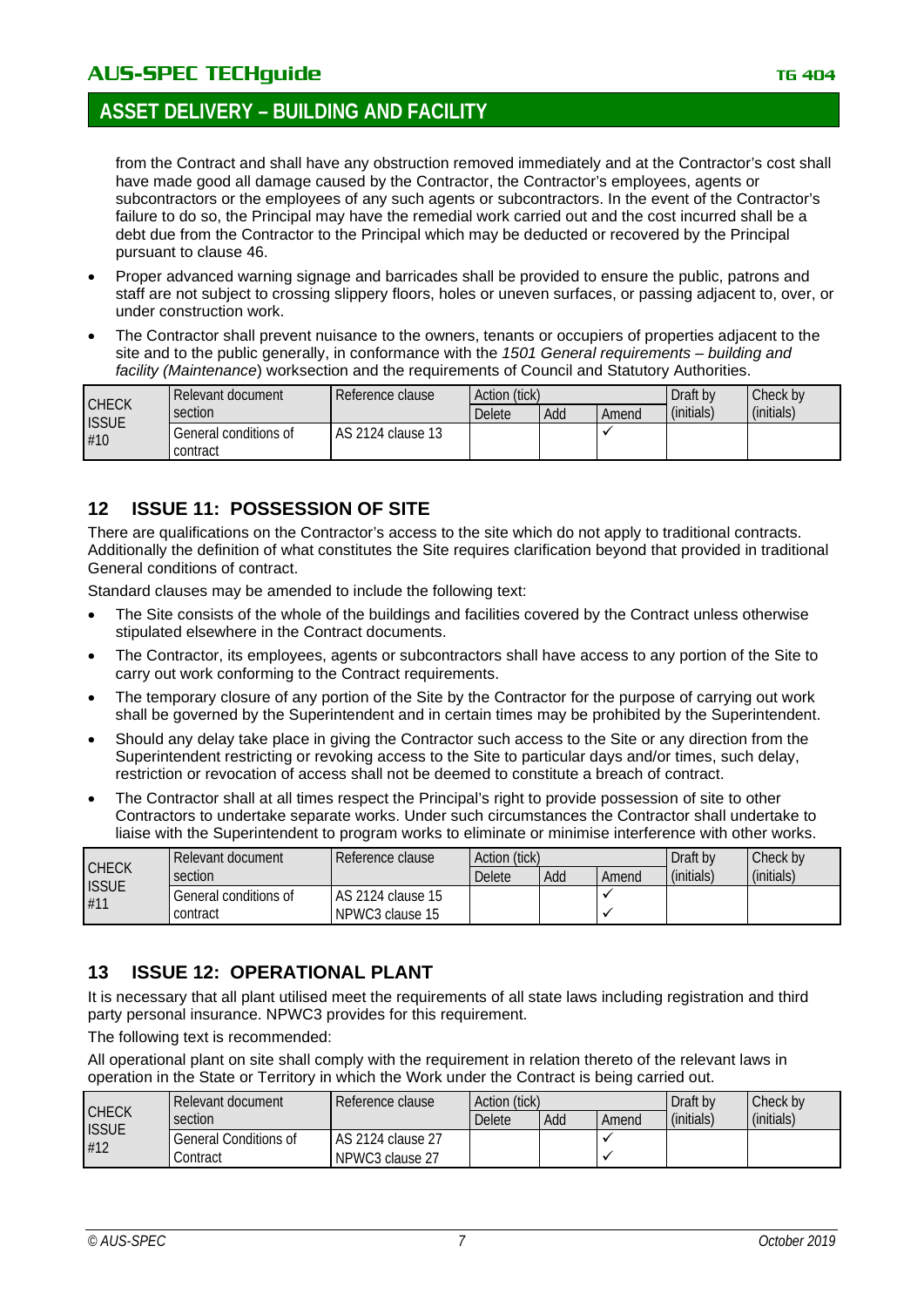from the Contract and shall have any obstruction removed immediately and at the Contractor's cost shall have made good all damage caused by the Contractor, the Contractor's employees, agents or subcontractors or the employees of any such agents or subcontractors. In the event of the Contractor's failure to do so, the Principal may have the remedial work carried out and the cost incurred shall be a debt due from the Contractor to the Principal which may be deducted or recovered by the Principal pursuant to clause 46.

- Proper advanced warning signage and barricades shall be provided to ensure the public, patrons and staff are not subject to crossing slippery floors, holes or uneven surfaces, or passing adjacent to, over, or under construction work.
- The Contractor shall prevent nuisance to the owners, tenants or occupiers of properties adjacent to the site and to the public generally, in conformance with the *1501 General requirements – building and facility (Maintenance*) worksection and the requirements of Council and Statutory Authorities.

| CHECK ISSUE #10 | Relevant document section | Reference clause | Action (tick) | | | Draft by (initials) | Check by (initials) |
|---|---|---|---|---|---|---|---|
| | | | Delete | Add | Amend | | |
| | General conditions of contract | AS 2124 clause 13 | | | ✓ | | |

## 12 ISSUE 11: POSSESSION OF SITE

There are qualifications on the Contractor's access to the site which do not apply to traditional contracts. Additionally the definition of what constitutes the Site requires clarification beyond that provided in traditional General conditions of contract.

Standard clauses may be amended to include the following text:

- The Site consists of the whole of the buildings and facilities covered by the Contract unless otherwise stipulated elsewhere in the Contract documents.
- The Contractor, its employees, agents or subcontractors shall have access to any portion of the Site to carry out work conforming to the Contract requirements.
- The temporary closure of any portion of the Site by the Contractor for the purpose of carrying out work shall be governed by the Superintendent and in certain times may be prohibited by the Superintendent.
- Should any delay take place in giving the Contractor such access to the Site or any direction from the Superintendent restricting or revoking access to the Site to particular days and/or times, such delay, restriction or revocation of access shall not be deemed to constitute a breach of contract.
- The Contractor shall at all times respect the Principal's right to provide possession of site to other Contractors to undertake separate works. Under such circumstances the Contractor shall undertake to liaise with the Superintendent to program works to eliminate or minimise interference with other works.

| CHECK ISSUE #11 | Relevant document section | Reference clause | Action (tick) | | | Draft by (initials) | Check by (initials) |
|---|---|---|---|---|---|---|---|
| | | | Delete | Add | Amend | | |
| | General conditions of contract | AS 2124 clause 15<br>NPWC3 clause 15 | | | ✓<br>✓ | | |

## 13 ISSUE 12: OPERATIONAL PLANT

It is necessary that all plant utilised meet the requirements of all state laws including registration and third party personal insurance. NPWC3 provides for this requirement.

The following text is recommended:

All operational plant on site shall comply with the requirement in relation thereto of the relevant laws in operation in the State or Territory in which the Work under the Contract is being carried out.

| CHECK ISSUE #12 | Relevant document section | Reference clause | Action (tick) | | | Draft by (initials) | Check by (initials) |
|---|---|---|---|---|---|---|---|
| | | | Delete | Add | Amend | | |
| | General Conditions of Contract | AS 2124 clause 27<br>NPWC3 clause 27 | | | ✓<br>✓ | | |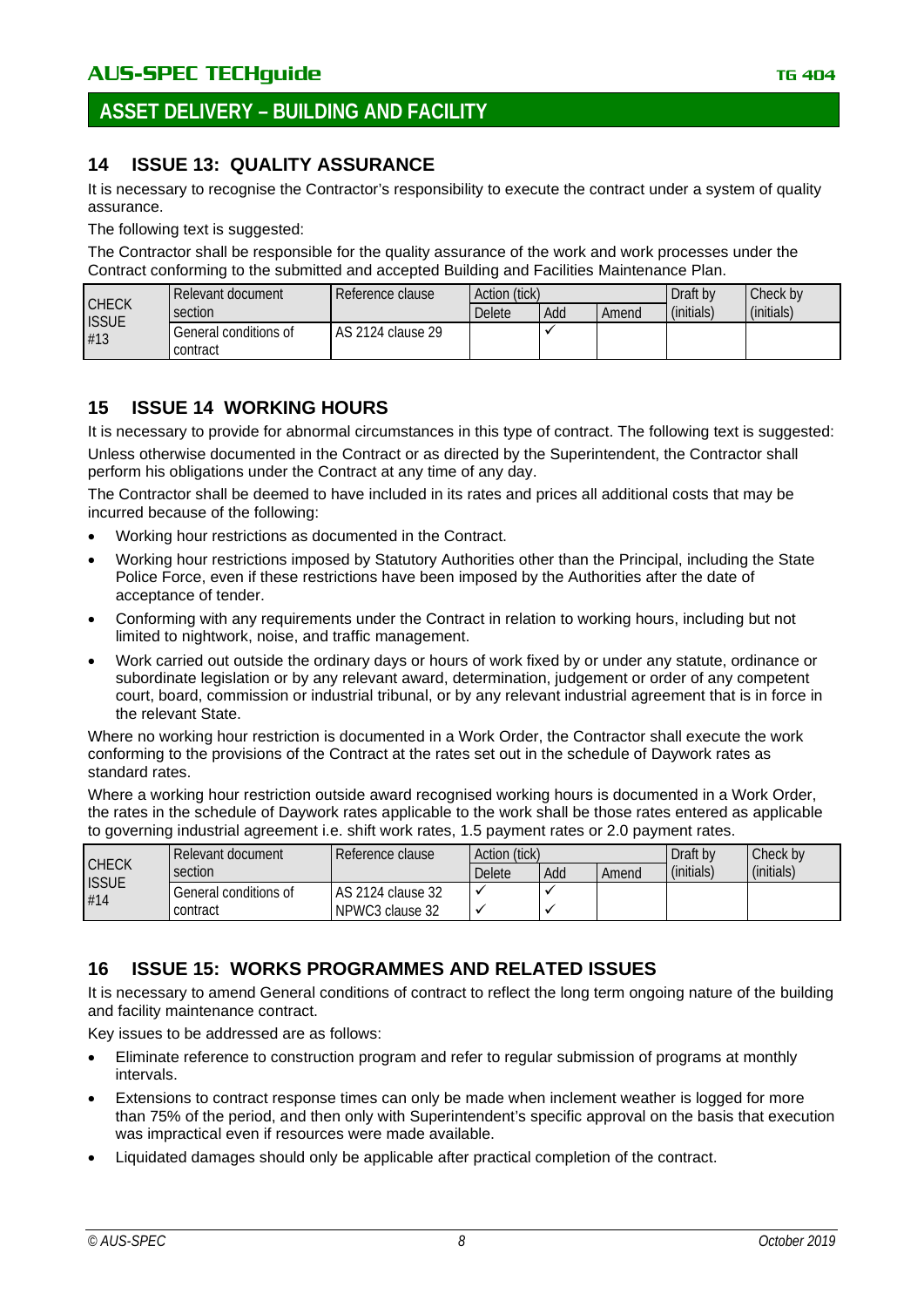## 14 ISSUE 13: QUALITY ASSURANCE

It is necessary to recognise the Contractor's responsibility to execute the contract under a system of quality assurance.

The following text is suggested:

The Contractor shall be responsible for the quality assurance of the work and work processes under the Contract conforming to the submitted and accepted Building and Facilities Maintenance Plan.

| CHECK ISSUE #13 | Relevant document section | Reference clause | Action (tick) | | | Draft by (initials) | Check by (initials) |
|---|---|---|---|---|---|---|---|
| | | | Delete | Add | Amend | | |
| | General conditions of contract | AS 2124 clause 29 | | ✓ | | | |

## 15 ISSUE 14 WORKING HOURS

It is necessary to provide for abnormal circumstances in this type of contract. The following text is suggested:

Unless otherwise documented in the Contract or as directed by the Superintendent, the Contractor shall perform his obligations under the Contract at any time of any day.

The Contractor shall be deemed to have included in its rates and prices all additional costs that may be incurred because of the following:

- Working hour restrictions as documented in the Contract.
- Working hour restrictions imposed by Statutory Authorities other than the Principal, including the State Police Force, even if these restrictions have been imposed by the Authorities after the date of acceptance of tender.
- Conforming with any requirements under the Contract in relation to working hours, including but not limited to nightwork, noise, and traffic management.
- Work carried out outside the ordinary days or hours of work fixed by or under any statute, ordinance or subordinate legislation or by any relevant award, determination, judgement or order of any competent court, board, commission or industrial tribunal, or by any relevant industrial agreement that is in force in the relevant State.

Where no working hour restriction is documented in a Work Order, the Contractor shall execute the work conforming to the provisions of the Contract at the rates set out in the schedule of Daywork rates as standard rates.

Where a working hour restriction outside award recognised working hours is documented in a Work Order, the rates in the schedule of Daywork rates applicable to the work shall be those rates entered as applicable to governing industrial agreement i.e. shift work rates, 1.5 payment rates or 2.0 payment rates.

| CHECK ISSUE #14 | Relevant document section | Reference clause | Action (tick) | | | Draft by (initials) | Check by (initials) |
|---|---|---|---|---|---|---|---|
| | | | Delete | Add | Amend | | |
| | General conditions of contract | AS 2124 clause 32 | ✓ | ✓ | | | |
| | | NPWC3 clause 32 | ✓ | ✓ | | | |

## 16 ISSUE 15: WORKS PROGRAMMES AND RELATED ISSUES

It is necessary to amend General conditions of contract to reflect the long term ongoing nature of the building and facility maintenance contract.

Key issues to be addressed are as follows:

- Eliminate reference to construction program and refer to regular submission of programs at monthly intervals.
- Extensions to contract response times can only be made when inclement weather is logged for more than 75% of the period, and then only with Superintendent's specific approval on the basis that execution was impractical even if resources were made available.
- Liquidated damages should only be applicable after practical completion of the contract.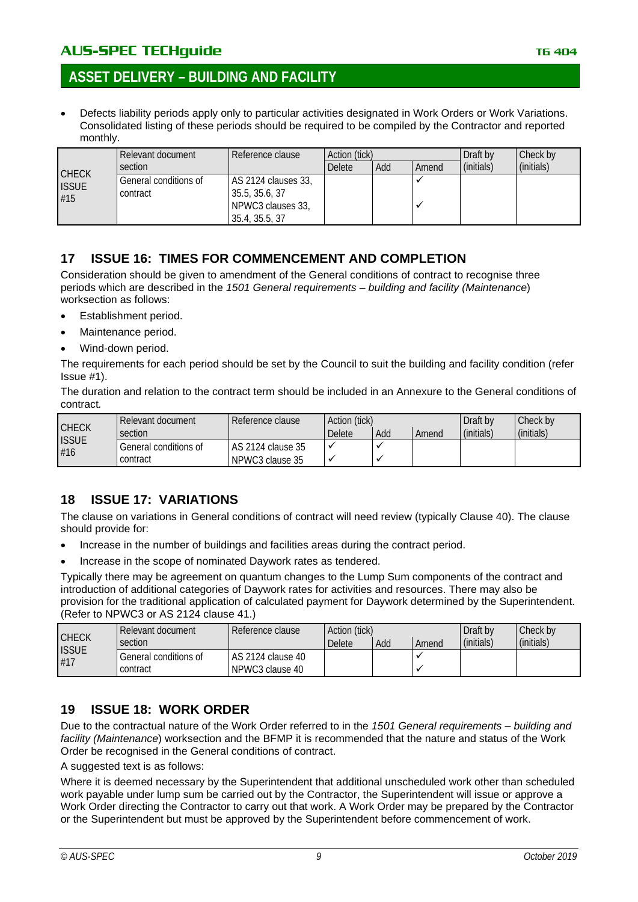- Defects liability periods apply only to particular activities designated in Work Orders or Work Variations. Consolidated listing of these periods should be required to be compiled by the Contractor and reported monthly.

| CHECK ISSUE #15 | Relevant document section | Reference clause | Action (tick) | | | Draft by (initials) | Check by (initials) |
|---|---|---|---|---|---|---|---|
| | | | Delete | Add | Amend | | |
| | General conditions of contract | AS 2124 clauses 33, 35.5, 35.6, 37 | | | ✓ | | |
| | | NPWC3 clauses 33, 35.4, 35.5, 37 | | | ✓ | | |

## 17 ISSUE 16: TIMES FOR COMMENCEMENT AND COMPLETION

Consideration should be given to amendment of the General conditions of contract to recognise three periods which are described in the *1501 General requirements – building and facility (Maintenance*) worksection as follows:

- Establishment period.
- Maintenance period.
- Wind-down period.

The requirements for each period should be set by the Council to suit the building and facility condition (refer Issue #1).

The duration and relation to the contract term should be included in an Annexure to the General conditions of contract.

| CHECK ISSUE #16 | Relevant document section | Reference clause | Action (tick) | | | Draft by (initials) | Check by (initials) |
|---|---|---|---|---|---|---|---|
| | | | Delete | Add | Amend | | |
| | General conditions of contract | AS 2124 clause 35 | ✓ | ✓ | | | |
| | | NPWC3 clause 35 | ✓ | ✓ | | | |

## 18 ISSUE 17: VARIATIONS

The clause on variations in General conditions of contract will need review (typically Clause 40). The clause should provide for:

- Increase in the number of buildings and facilities areas during the contract period.
- Increase in the scope of nominated Daywork rates as tendered.

Typically there may be agreement on quantum changes to the Lump Sum components of the contract and introduction of additional categories of Daywork rates for activities and resources. There may also be provision for the traditional application of calculated payment for Daywork determined by the Superintendent. (Refer to NPWC3 or AS 2124 clause 41.)

| CHECK ISSUE #17 | Relevant document section | Reference clause | Action (tick) | | | Draft by (initials) | Check by (initials) |
|---|---|---|---|---|---|---|---|
| | | | Delete | Add | Amend | | |
| | General conditions of contract | AS 2124 clause 40 | | | ✓ | | |
| | | NPWC3 clause 40 | | | ✓ | | |

## 19 ISSUE 18: WORK ORDER

Due to the contractual nature of the Work Order referred to in the *1501 General requirements – building and facility (Maintenance*) worksection and the BFMP it is recommended that the nature and status of the Work Order be recognised in the General conditions of contract.

A suggested text is as follows:

Where it is deemed necessary by the Superintendent that additional unscheduled work other than scheduled work payable under lump sum be carried out by the Contractor, the Superintendent will issue or approve a Work Order directing the Contractor to carry out that work. A Work Order may be prepared by the Contractor or the Superintendent but must be approved by the Superintendent before commencement of work.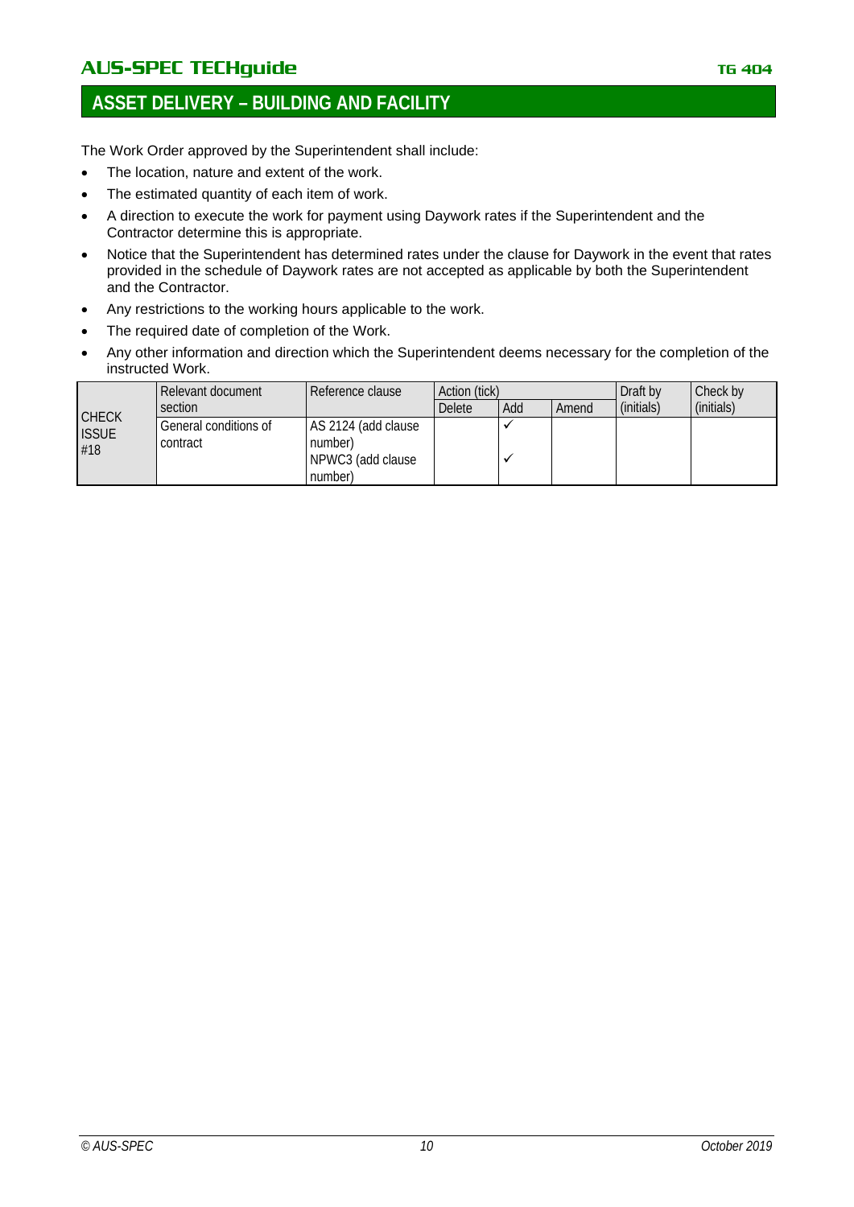The Work Order approved by the Superintendent shall include:

- The location, nature and extent of the work.
- The estimated quantity of each item of work.
- A direction to execute the work for payment using Daywork rates if the Superintendent and the Contractor determine this is appropriate.
- Notice that the Superintendent has determined rates under the clause for Daywork in the event that rates provided in the schedule of Daywork rates are not accepted as applicable by both the Superintendent and the Contractor.
- Any restrictions to the working hours applicable to the work.
- The required date of completion of the Work.
- Any other information and direction which the Superintendent deems necessary for the completion of the instructed Work.

| CHECK ISSUE #18 | Relevant document section | Reference clause | Action (tick) | | | Draft by (initials) | Check by (initials) |
|---|---|---|---|---|---|---|---|
| | | | Delete | Add | Amend | | |
| | General conditions of contract | AS 2124 (add clause number) | | ✓ | | | |
| | | NPWC3 (add clause number) | | ✓ | | | |